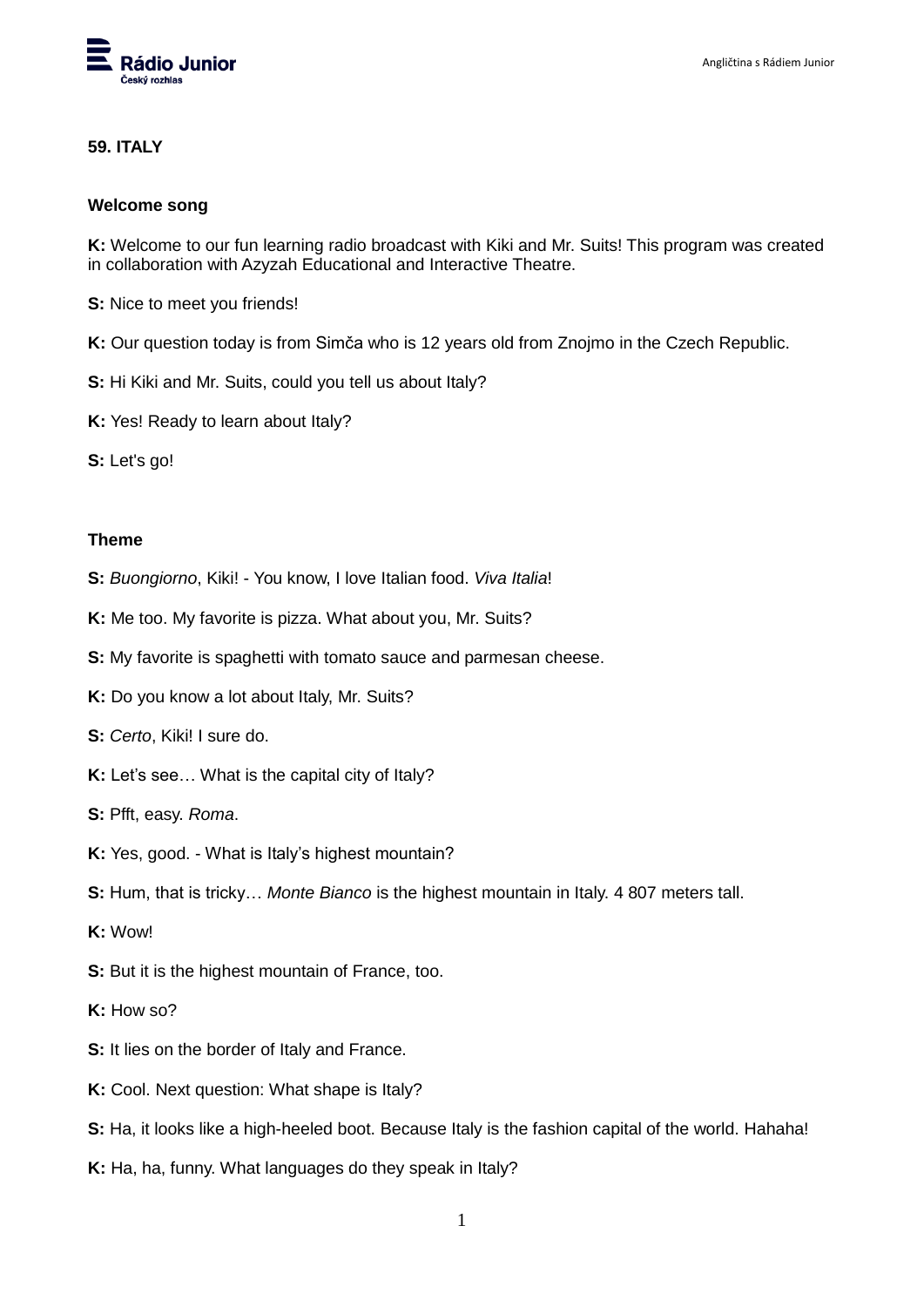**59. ITALY**

**Welcome song**

**K:** Welcome to our fun learning radio broadcast with Kiki and Mr. Suits! This program was created in collaboration with Azyzah Educational and Interactive Theatre.

**S:** Nice to meet you friends!

**K:** Our question today is from Simča who is 12 years old from Znojmo in the Czech Republic.

**S:** Hi Kiki and Mr. Suits, could you tell us about Italy?

**K:** Yes! Ready to learn about Italy?

**S:** Let's go!

**Theme**

**S:** *Buongiorno*, Kiki! - You know, I love Italian food. *Viva Italia*!

**K:** Me too. My favorite is pizza. What about you, Mr. Suits?

**S:** My favorite is spaghetti with tomato sauce and parmesan cheese.

**K:** Do you know a lot about Italy, Mr. Suits?

**S:** *Certo*, Kiki! I sure do.

**K:** Let's see… What is the capital city of Italy?

**S:** Pfft, easy. *Roma*.

**K:** Yes, good. - What is Italy's highest mountain?

**S:** Hum, that is tricky… *Monte Bianco* is the highest mountain in Italy. 4 807 meters tall.

**K:** Wow!

**S:** But it is the highest mountain of France, too.

**K:** How so?

**S:** It lies on the border of Italy and France.

**K:** Cool. Next question: What shape is Italy?

**S:** Ha, it looks like a high-heeled boot. Because Italy is the fashion capital of the world. Hahaha!

**K:** Ha, ha, funny. What languages do they speak in Italy?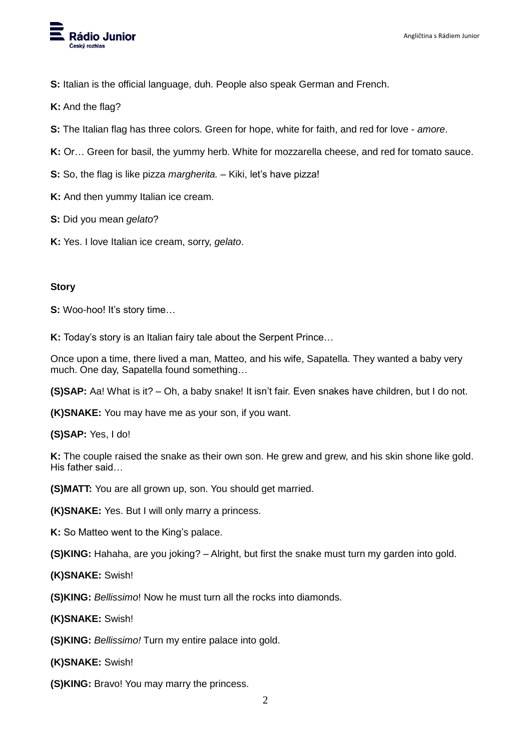**S:** Italian is the official language, duh. People also speak German and French.

**K:** And the flag?

**S:** The Italian flag has three colors. Green for hope, white for faith, and red for love - *amore*.

**K:** Or… Green for basil, the yummy herb. White for mozzarella cheese, and red for tomato sauce.

**S:** So, the flag is like pizza *margherita.* – Kiki, let's have pizza!

**K:** And then yummy Italian ice cream.

**S:** Did you mean *gelato*?

**K:** Yes. I love Italian ice cream, sorry, *gelato*.

**Story**

**S:** Woo-hoo! It's story time…

**K:** Today's story is an Italian fairy tale about the Serpent Prince…

Once upon a time, there lived a man, Matteo, and his wife, Sapatella. They wanted a baby very much. One day, Sapatella found something…

**(S)SAP:** Aa! What is it? – Oh, a baby snake! It isn't fair. Even snakes have children, but I do not.

**(K)SNAKE:** You may have me as your son, if you want.

**(S)SAP:** Yes, I do!

**K:** The couple raised the snake as their own son. He grew and grew, and his skin shone like gold. His father said…

**(S)MATT:** You are all grown up, son. You should get married.

**(K)SNAKE:** Yes. But I will only marry a princess.

**K:** So Matteo went to the King's palace.

**(S)KING:** Hahaha, are you joking? – Alright, but first the snake must turn my garden into gold.

**(K)SNAKE:** Swish!

**(S)KING:** *Bellissimo*! Now he must turn all the rocks into diamonds.

**(K)SNAKE:** Swish!

**(S)KING:** *Bellissimo!* Turn my entire palace into gold.

**(K)SNAKE:** Swish!

**(S)KING:** Bravo! You may marry the princess.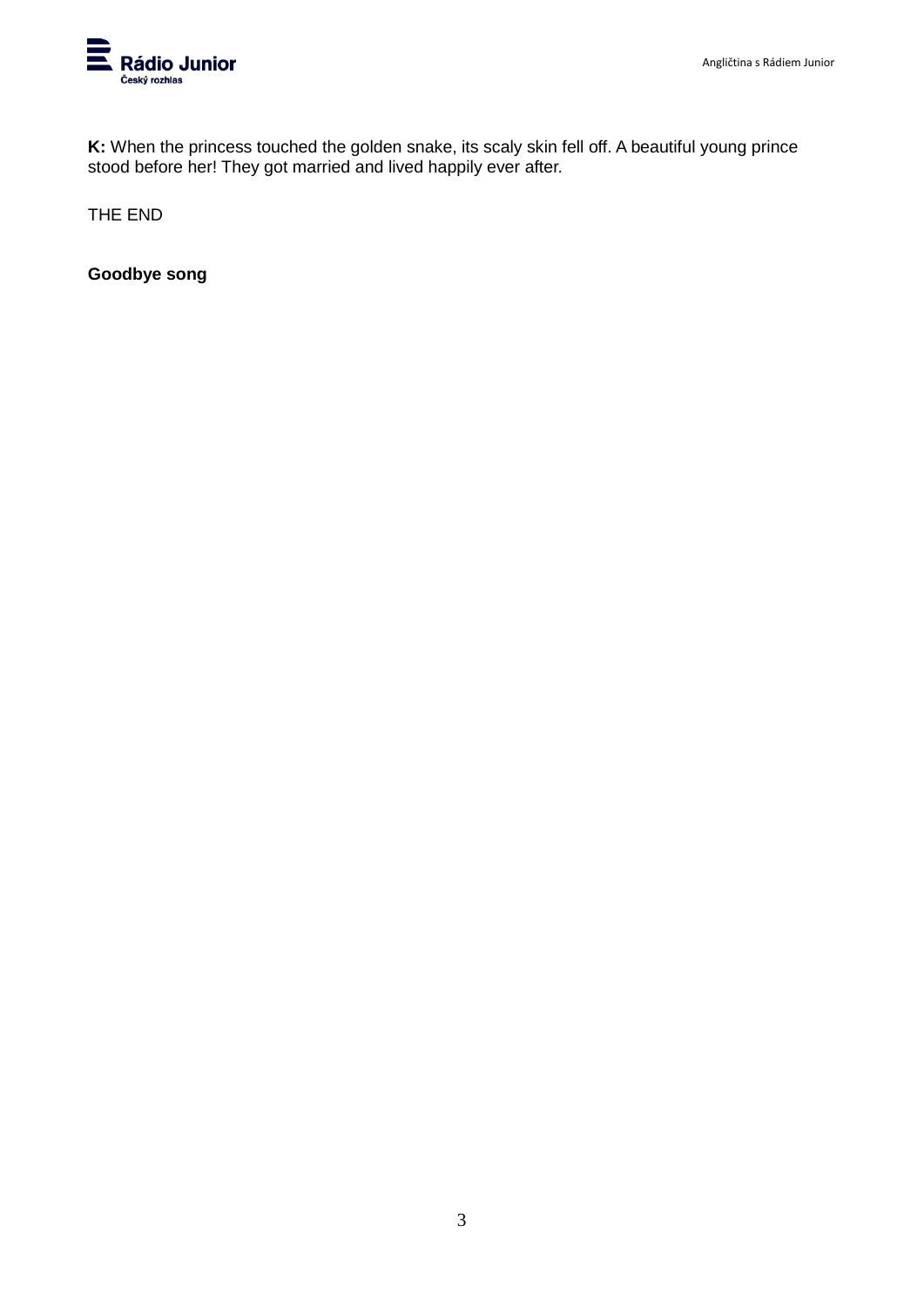**K:** When the princess touched the golden snake, its scaly skin fell off. A beautiful young prince stood before her! They got married and lived happily ever after.

THE END

**Goodbye song**